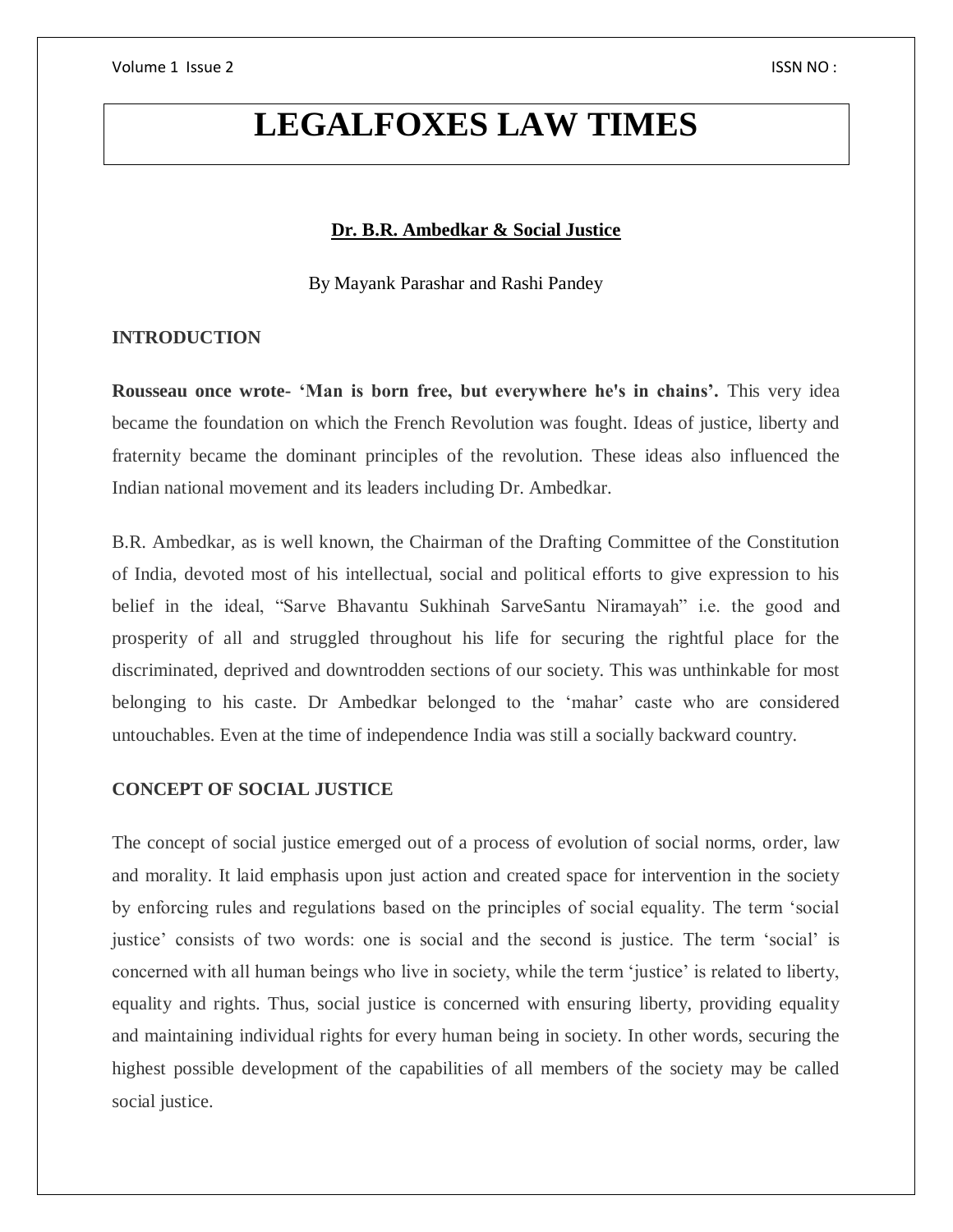# LEGALFOXES LAW TIMES

## Dr. B.R. Ambedkar & Social Justice

By Mayank Parashar and Rashi Pandey

### INTRODUCTION

**Rousseau once wrote- 'Man is born free, but everywhere he's in chains'.** This very idea became the foundation on which the French Revolution was fought. Ideas of justice, liberty and fraternity became the dominant principles of the revolution. These ideas also influenced the Indian national movement and its leaders including Dr. Ambedkar.

B.R. Ambedkar, as is well known, the Chairman of the Drafting Committee of the Constitution of India, devoted most of his intellectual, social and political efforts to give expression to his belief in the ideal, "Sarve Bhavantu Sukhinah SarveSantu Niramayah" i.e. the good and prosperity of all and struggled throughout his life for securing the rightful place for the discriminated, deprived and downtrodden sections of our society. This was unthinkable for most belonging to his caste. Dr Ambedkar belonged to the 'mahar' caste who are considered untouchables. Even at the time of independence India was still a socially backward country.

### CONCEPT OF SOCIAL JUSTICE

The concept of social justice emerged out of a process of evolution of social norms, order, law and morality. It laid emphasis upon just action and created space for intervention in the society by enforcing rules and regulations based on the principles of social equality. The term 'social justice' consists of two words: one is social and the second is justice. The term 'social' is concerned with all human beings who live in society, while the term 'justice' is related to liberty, equality and rights. Thus, social justice is concerned with ensuring liberty, providing equality and maintaining individual rights for every human being in society. In other words, securing the highest possible development of the capabilities of all members of the society may be called social justice.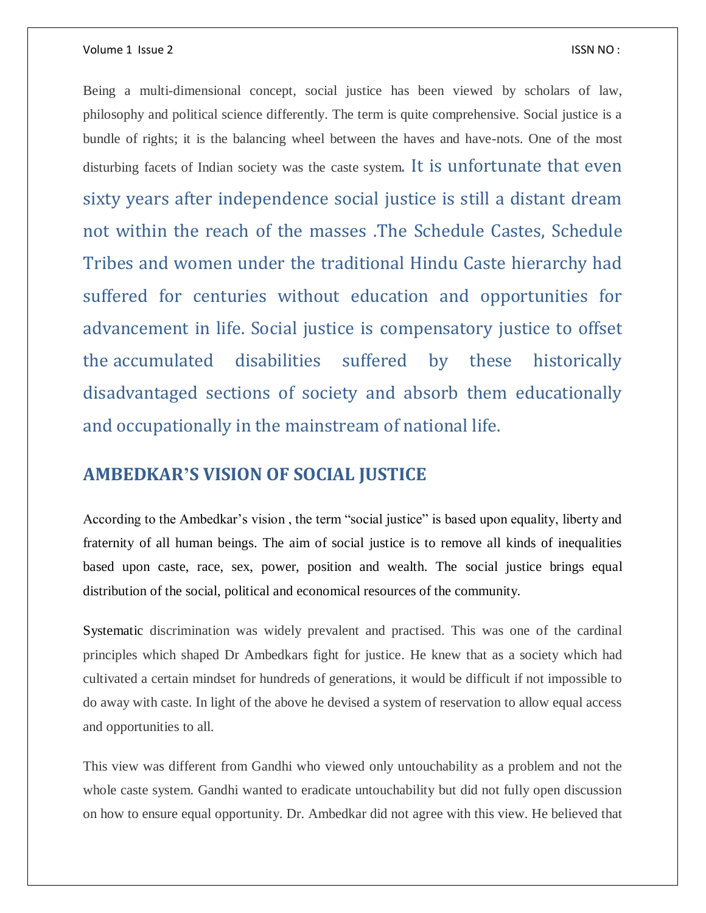Being a multi-dimensional concept, social justice has been viewed by scholars of law, philosophy and political science differently. The term is quite comprehensive. Social justice is a bundle of rights; it is the balancing wheel between the haves and have-nots. One of the most disturbing facets of Indian society was the caste system. It is unfortunate that even sixty years after independence social justice is still a distant dream not within the reach of the masses .The Schedule Castes, Schedule Tribes and women under the traditional Hindu Caste hierarchy had suffered for centuries without education and opportunities for advancement in life. Social justice is compensatory justice to offset the accumulated disabilities suffered by these historically disadvantaged sections of society and absorb them educationally and occupationally in the mainstream of national life.

## AMBEDKAR'S VISION OF SOCIAL JUSTICE

According to the Ambedkar's vision , the term "social justice" is based upon equality, liberty and fraternity of all human beings. The aim of social justice is to remove all kinds of inequalities based upon caste, race, sex, power, position and wealth. The social justice brings equal distribution of the social, political and economical resources of the community.

Systematic discrimination was widely prevalent and practised. This was one of the cardinal principles which shaped Dr Ambedkars fight for justice. He knew that as a society which had cultivated a certain mindset for hundreds of generations, it would be difficult if not impossible to do away with caste. In light of the above he devised a system of reservation to allow equal access and opportunities to all.

This view was different from Gandhi who viewed only untouchability as a problem and not the whole caste system. Gandhi wanted to eradicate untouchability but did not fully open discussion on how to ensure equal opportunity. Dr. Ambedkar did not agree with this view. He believed that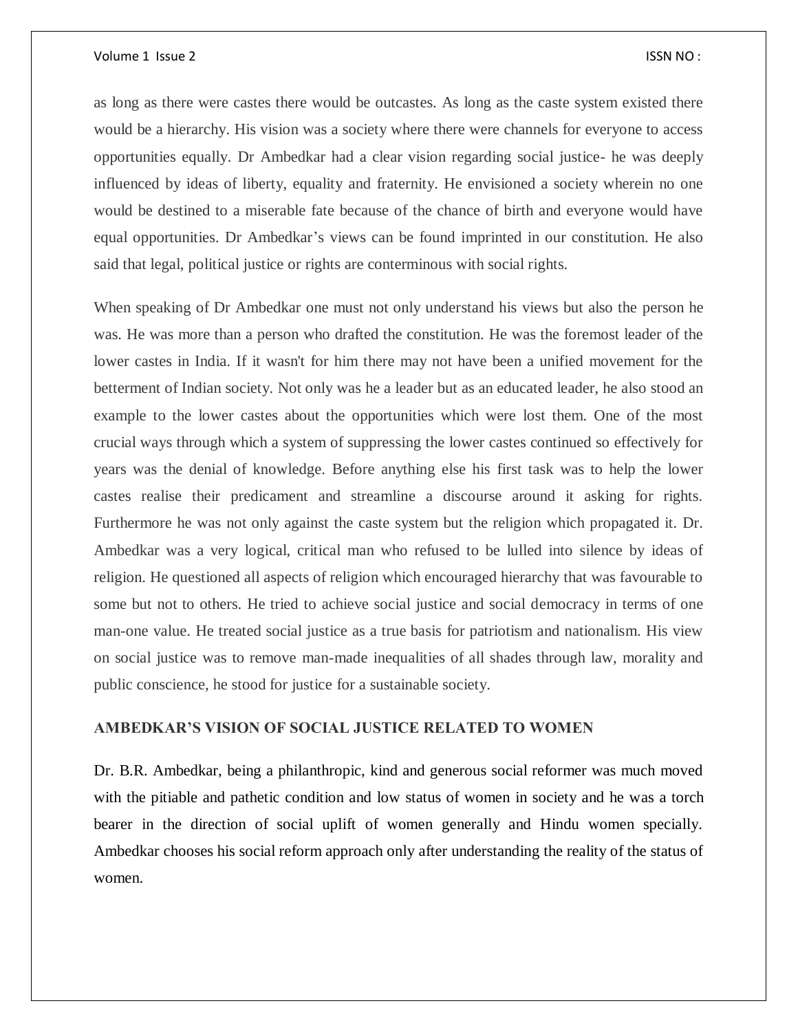as long as there were castes there would be outcastes. As long as the caste system existed there would be a hierarchy. His vision was a society where there were channels for everyone to access opportunities equally. Dr Ambedkar had a clear vision regarding social justice- he was deeply influenced by ideas of liberty, equality and fraternity. He envisioned a society wherein no one would be destined to a miserable fate because of the chance of birth and everyone would have equal opportunities. Dr Ambedkar's views can be found imprinted in our constitution. He also said that legal, political justice or rights are conterminous with social rights.

When speaking of Dr Ambedkar one must not only understand his views but also the person he was. He was more than a person who drafted the constitution. He was the foremost leader of the lower castes in India. If it wasn't for him there may not have been a unified movement for the betterment of Indian society. Not only was he a leader but as an educated leader, he also stood an example to the lower castes about the opportunities which were lost them. One of the most crucial ways through which a system of suppressing the lower castes continued so effectively for years was the denial of knowledge. Before anything else his first task was to help the lower castes realise their predicament and streamline a discourse around it asking for rights. Furthermore he was not only against the caste system but the religion which propagated it. Dr. Ambedkar was a very logical, critical man who refused to be lulled into silence by ideas of religion. He questioned all aspects of religion which encouraged hierarchy that was favourable to some but not to others. He tried to achieve social justice and social democracy in terms of one man-one value. He treated social justice as a true basis for patriotism and nationalism. His view on social justice was to remove man-made inequalities of all shades through law, morality and public conscience, he stood for justice for a sustainable society.

## AMBEDKAR'S VISION OF SOCIAL JUSTICE RELATED TO WOMEN

Dr. B.R. Ambedkar, being a philanthropic, kind and generous social reformer was much moved with the pitiable and pathetic condition and low status of women in society and he was a torch bearer in the direction of social uplift of women generally and Hindu women specially. Ambedkar chooses his social reform approach only after understanding the reality of the status of women.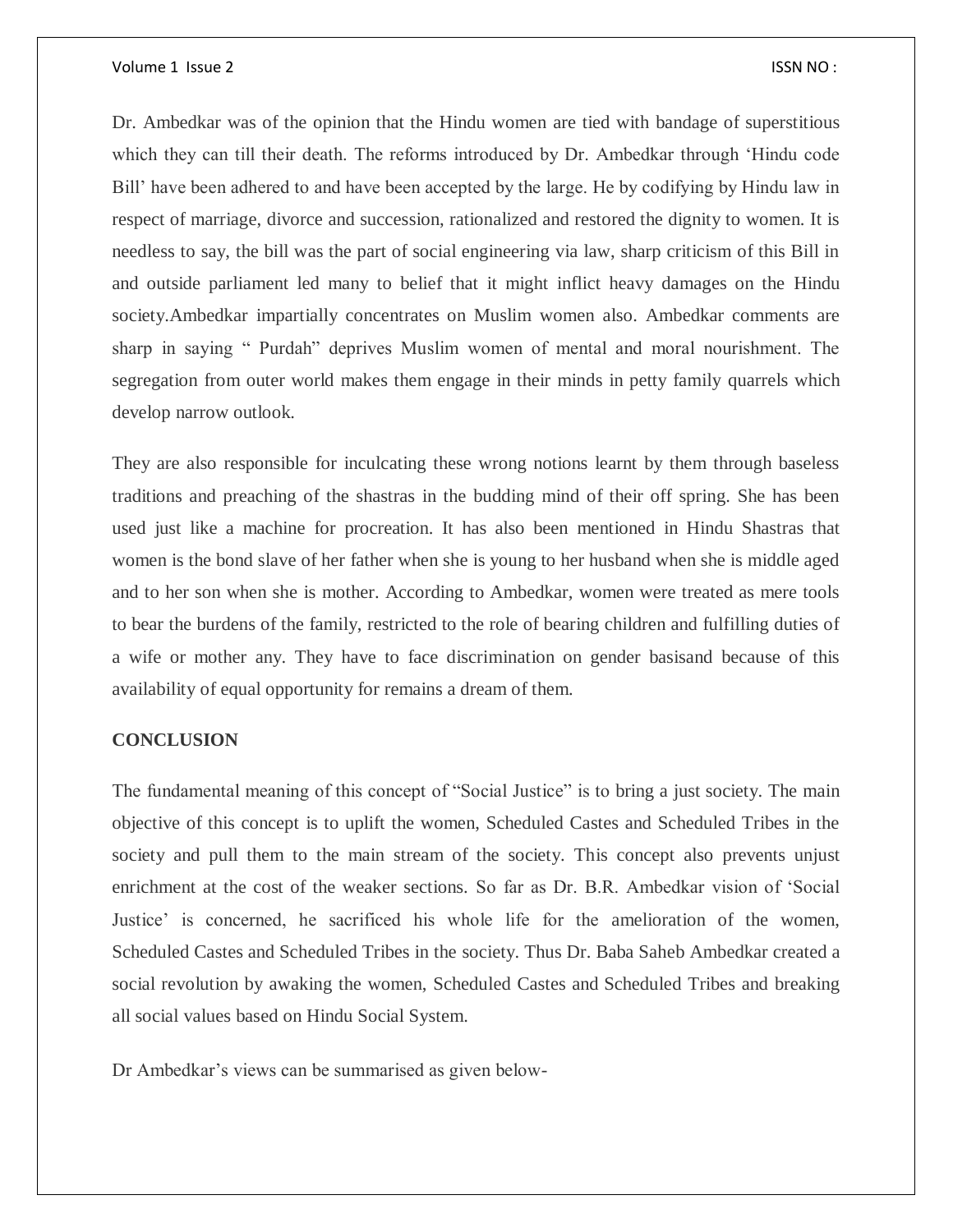Dr. Ambedkar was of the opinion that the Hindu women are tied with bandage of superstitious which they can till their death. The reforms introduced by Dr. Ambedkar through 'Hindu code Bill' have been adhered to and have been accepted by the large. He by codifying by Hindu law in respect of marriage, divorce and succession, rationalized and restored the dignity to women. It is needless to say, the bill was the part of social engineering via law, sharp criticism of this Bill in and outside parliament led many to belief that it might inflict heavy damages on the Hindu society.Ambedkar impartially concentrates on Muslim women also. Ambedkar comments are sharp in saying " Purdah" deprives Muslim women of mental and moral nourishment. The segregation from outer world makes them engage in their minds in petty family quarrels which develop narrow outlook.

They are also responsible for inculcating these wrong notions learnt by them through baseless traditions and preaching of the shastras in the budding mind of their off spring. She has been used just like a machine for procreation. It has also been mentioned in Hindu Shastras that women is the bond slave of her father when she is young to her husband when she is middle aged and to her son when she is mother. According to Ambedkar, women were treated as mere tools to bear the burdens of the family, restricted to the role of bearing children and fulfilling duties of a wife or mother any. They have to face discrimination on gender basisand because of this availability of equal opportunity for remains a dream of them.

**CONCLUSION**

The fundamental meaning of this concept of "Social Justice" is to bring a just society. The main objective of this concept is to uplift the women, Scheduled Castes and Scheduled Tribes in the society and pull them to the main stream of the society. This concept also prevents unjust enrichment at the cost of the weaker sections. So far as Dr. B.R. Ambedkar vision of 'Social Justice' is concerned, he sacrificed his whole life for the amelioration of the women, Scheduled Castes and Scheduled Tribes in the society. Thus Dr. Baba Saheb Ambedkar created a social revolution by awaking the women, Scheduled Castes and Scheduled Tribes and breaking all social values based on Hindu Social System.

Dr Ambedkar's views can be summarised as given below-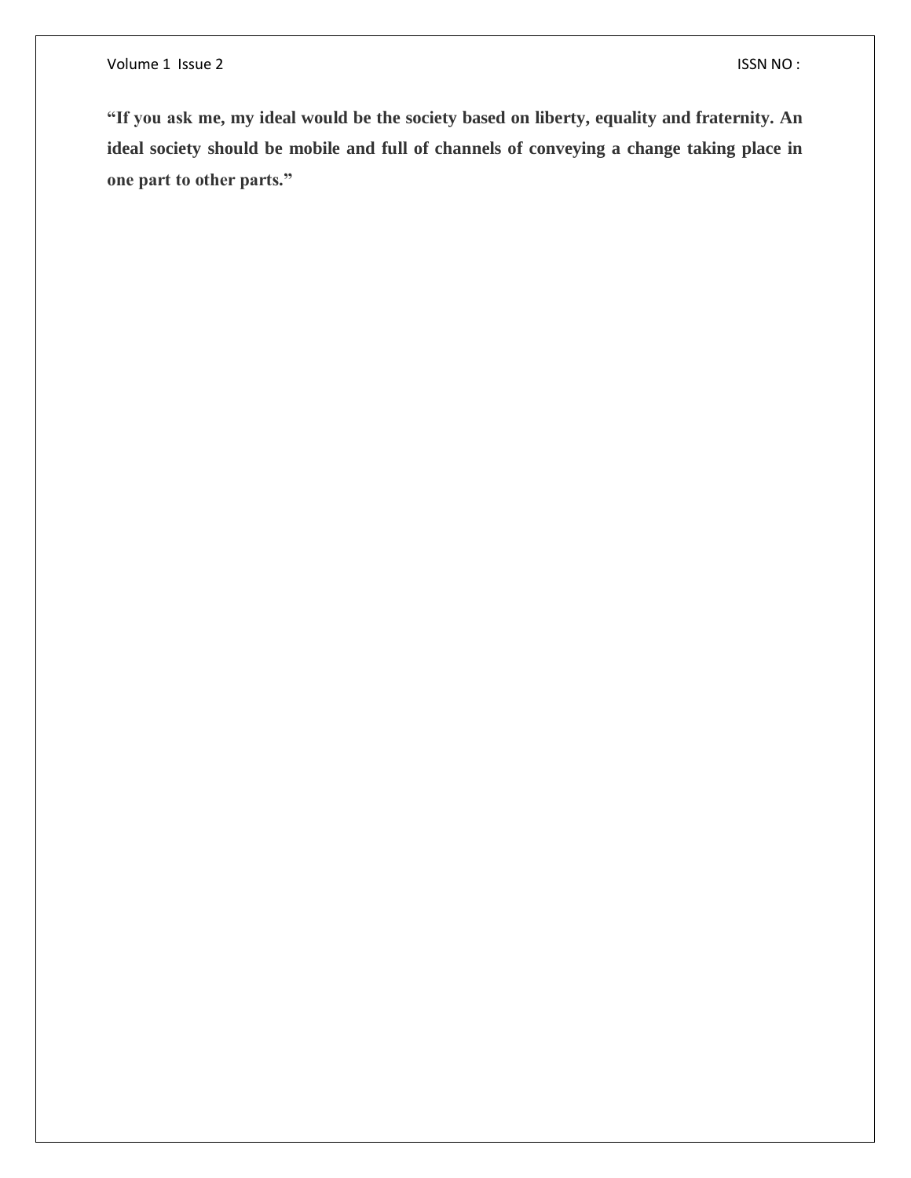**“If you ask me, my ideal would be the society based on liberty, equality and fraternity. An ideal society should be mobile and full of channels of conveying a change taking place in one part to other parts.”**